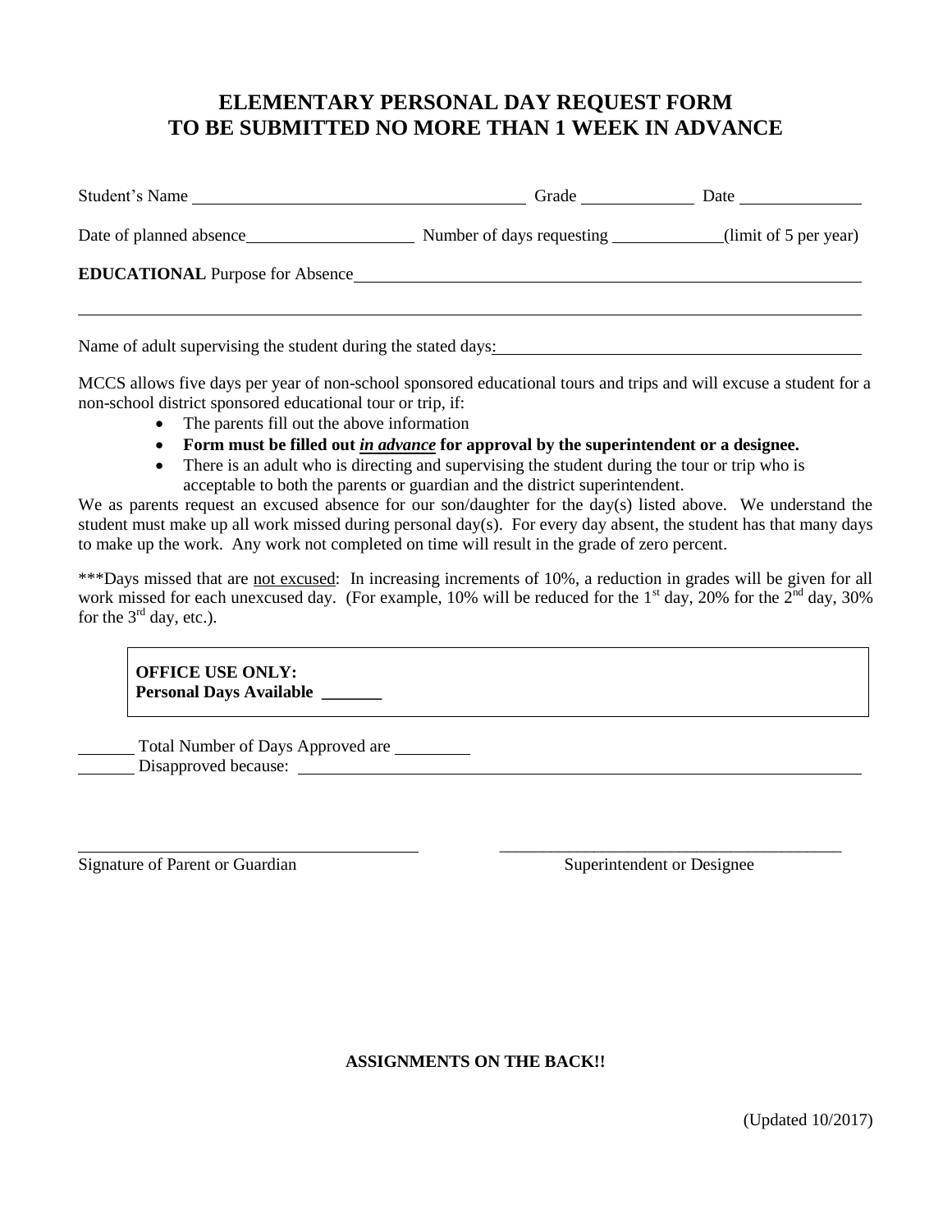# ELEMENTARY PERSONAL DAY REQUEST FORM
# TO BE SUBMITTED NO MORE THAN 1 WEEK IN ADVANCE

Student's Name ______________________________ Grade __________ Date __________

Date of planned absence_______________ Number of days requesting __________(limit of 5 per year)

**EDUCATIONAL** Purpose for Absence_____________________________________________

_____________________________________________________________________________

Name of adult supervising the student during the stated days:_________________________

MCCS allows five days per year of non-school sponsored educational tours and trips and will excuse a student for a non-school district sponsored educational tour or trip, if:

- The parents fill out the above information
- **Form must be filled out *in advance* for approval by the superintendent or a designee.**
- There is an adult who is directing and supervising the student during the tour or trip who is acceptable to both the parents or guardian and the district superintendent.

We as parents request an excused absence for our son/daughter for the day(s) listed above. We understand the student must make up all work missed during personal day(s). For every day absent, the student has that many days to make up the work. Any work not completed on time will result in the grade of zero percent.

***Days missed that are not excused: In increasing increments of 10%, a reduction in grades will be given for all work missed for each unexcused day. (For example, 10% will be reduced for the 1st day, 20% for the 2nd day, 30% for the 3rd day, etc.).

**OFFICE USE ONLY:**
**Personal Days Available ______**

______ Total Number of Days Approved are ________
______ Disapproved because: ________________________________________________

________________________________ ________________________________
Signature of Parent or Guardian Superintendent or Designee

**ASSIGNMENTS ON THE BACK!!**

(Updated 10/2017)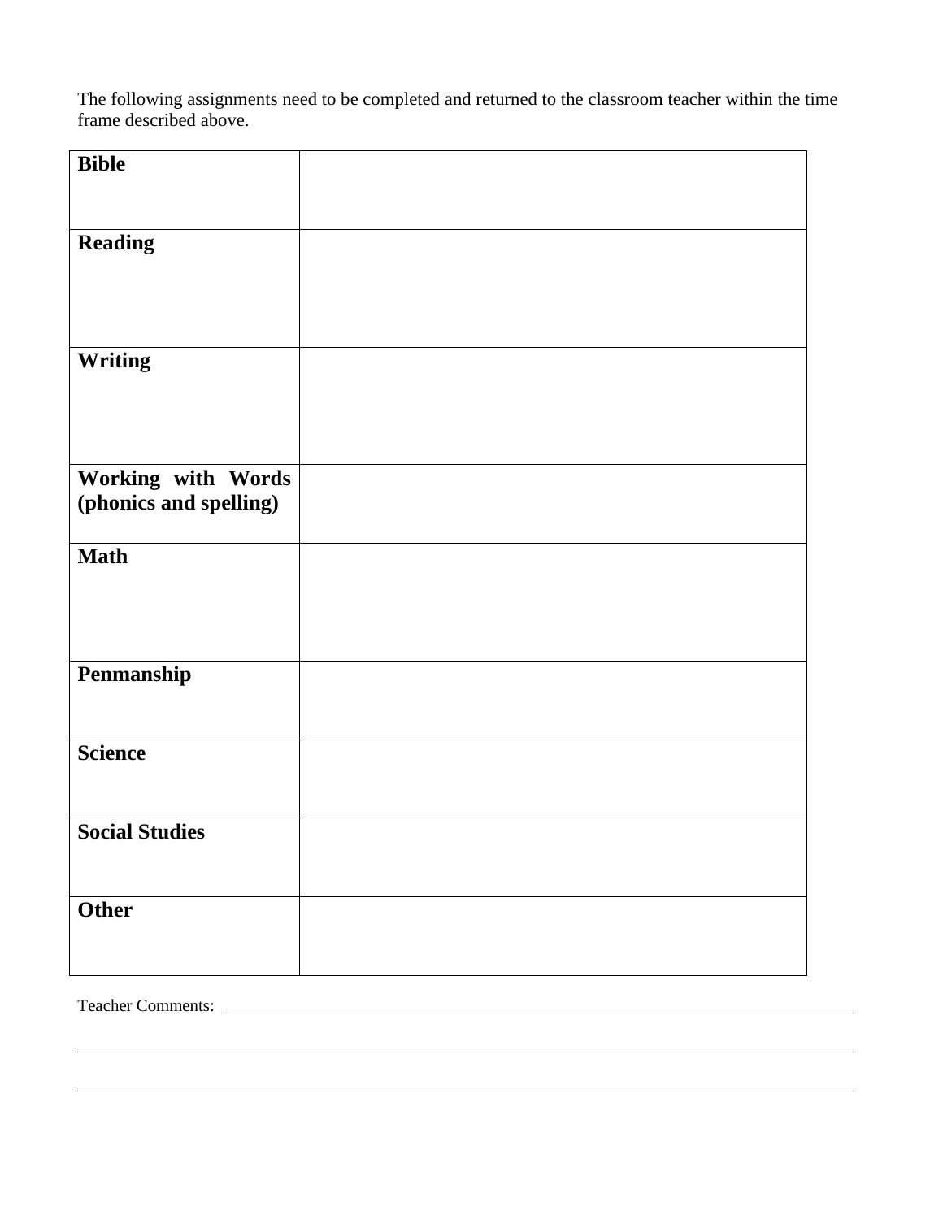The following assignments need to be completed and returned to the classroom teacher within the time frame described above.

| | |
|---|---|
| **Bible** | |
| **Reading** | |
| **Writing** | |
| **Working with Words (phonics and spelling)** | |
| **Math** | |
| **Penmanship** | |
| **Science** | |
| **Social Studies** | |
| **Other** | |

Teacher Comments: ______________________________________________________________

________________________________________________________________________________

________________________________________________________________________________